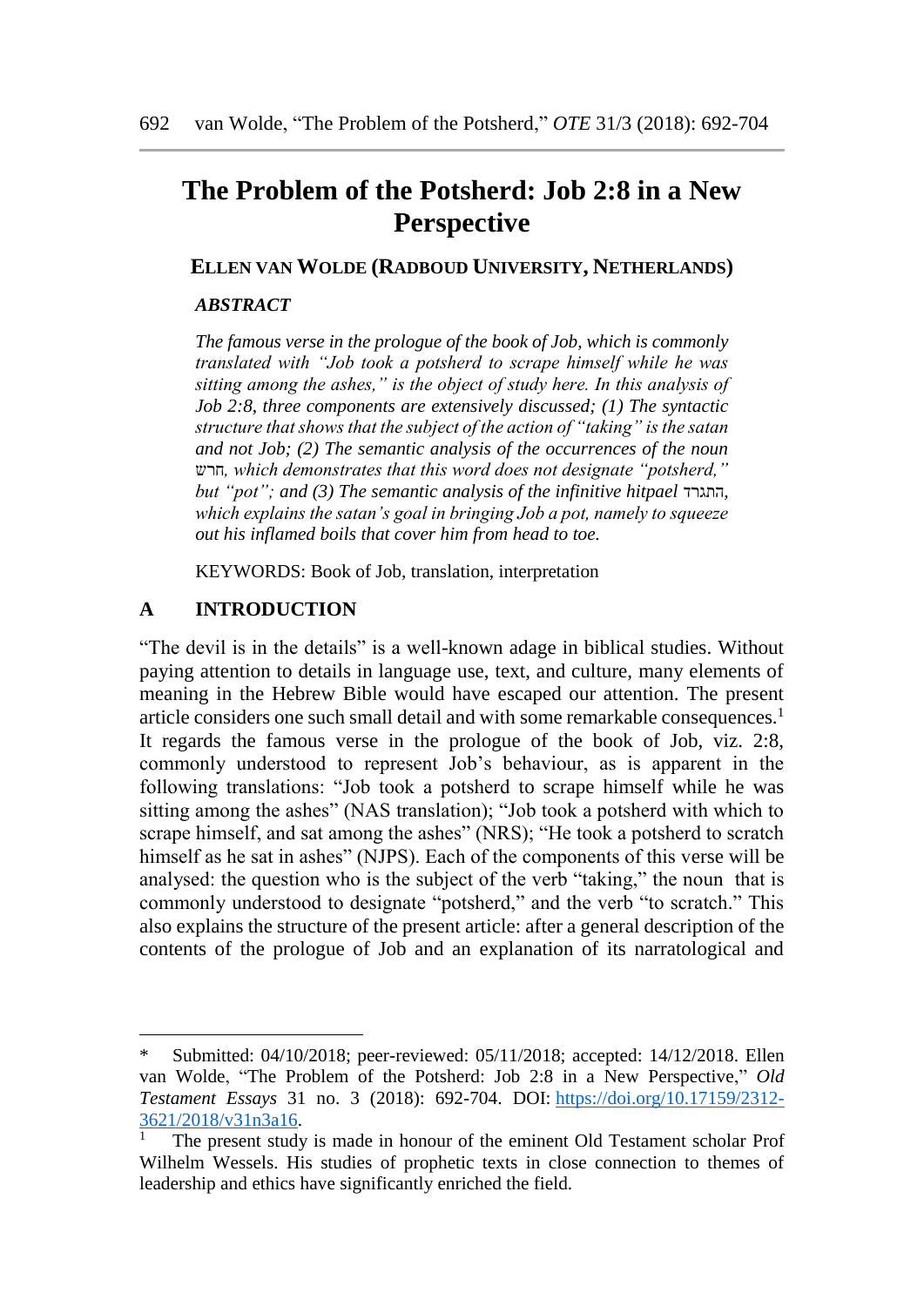# The Problem of the Potsherd: Job 2:8 in a New Perspective

**ELLEN VAN WOLDE (RADBOUD UNIVERSITY, NETHERLANDS)**

***ABSTRACT***

*The famous verse in the prologue of the book of Job, which is commonly translated with "Job took a potsherd to scrape himself while he was sitting among the ashes," is the object of study here. In this analysis of Job 2:8, three components are extensively discussed; (1) The syntactic structure that shows that the subject of the action of "taking" is the satan and not Job; (2) The semantic analysis of the occurrences of the noun* חרש*, which demonstrates that this word does not designate "potsherd," but "pot"; and (3) The semantic analysis of the infinitive hitpael* התגרד*, which explains the satan's goal in bringing Job a pot, namely to squeeze out his inflamed boils that cover him from head to toe.*

KEYWORDS: Book of Job, translation, interpretation

## A INTRODUCTION

"The devil is in the details" is a well-known adage in biblical studies. Without paying attention to details in language use, text, and culture, many elements of meaning in the Hebrew Bible would have escaped our attention. The present article considers one such small detail and with some remarkable consequences.[1] It regards the famous verse in the prologue of the book of Job, viz. 2:8, commonly understood to represent Job's behaviour, as is apparent in the following translations: "Job took a potsherd to scrape himself while he was sitting among the ashes" (NAS translation); "Job took a potsherd with which to scrape himself, and sat among the ashes" (NRS); "He took a potsherd to scratch himself as he sat in ashes" (NJPS). Each of the components of this verse will be analysed: the question who is the subject of the verb "taking," the noun that is commonly understood to designate "potsherd," and the verb "to scratch." This also explains the structure of the present article: after a general description of the contents of the prologue of Job and an explanation of its narratological and

---

\* Submitted: 04/10/2018; peer-reviewed: 05/11/2018; accepted: 14/12/2018. Ellen van Wolde, "The Problem of the Potsherd: Job 2:8 in a New Perspective," *Old Testament Essays* 31 no. 3 (2018): 692-704. DOI: https://doi.org/10.17159/2312-3621/2018/v31n3a16.

[1] The present study is made in honour of the eminent Old Testament scholar Prof Wilhelm Wessels. His studies of prophetic texts in close connection to themes of leadership and ethics have significantly enriched the field.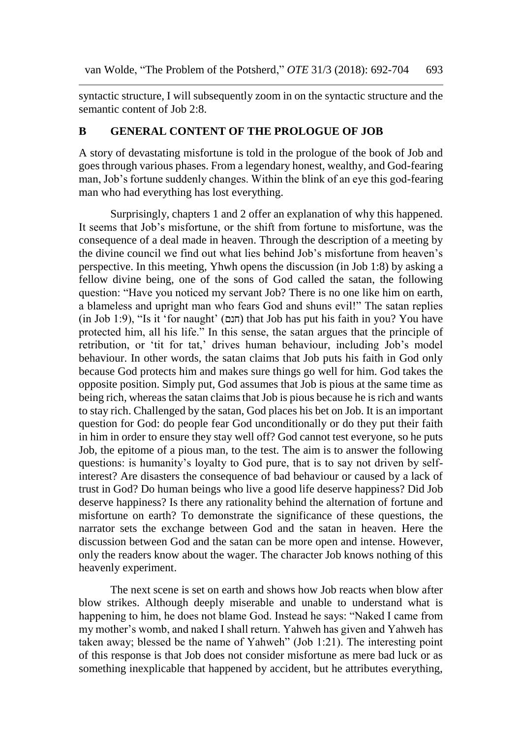syntactic structure, I will subsequently zoom in on the syntactic structure and the semantic content of Job 2:8.

## B GENERAL CONTENT OF THE PROLOGUE OF JOB

A story of devastating misfortune is told in the prologue of the book of Job and goes through various phases. From a legendary honest, wealthy, and God-fearing man, Job's fortune suddenly changes. Within the blink of an eye this god-fearing man who had everything has lost everything.

Surprisingly, chapters 1 and 2 offer an explanation of why this happened. It seems that Job's misfortune, or the shift from fortune to misfortune, was the consequence of a deal made in heaven. Through the description of a meeting by the divine council we find out what lies behind Job's misfortune from heaven's perspective. In this meeting, Yhwh opens the discussion (in Job 1:8) by asking a fellow divine being, one of the sons of God called the satan, the following question: "Have you noticed my servant Job? There is no one like him on earth, a blameless and upright man who fears God and shuns evil!" The satan replies (in Job 1:9), "Is it 'for naught' (חנם) that Job has put his faith in you? You have protected him, all his life." In this sense, the satan argues that the principle of retribution, or 'tit for tat,' drives human behaviour, including Job's model behaviour. In other words, the satan claims that Job puts his faith in God only because God protects him and makes sure things go well for him. God takes the opposite position. Simply put, God assumes that Job is pious at the same time as being rich, whereas the satan claims that Job is pious because he is rich and wants to stay rich. Challenged by the satan, God places his bet on Job. It is an important question for God: do people fear God unconditionally or do they put their faith in him in order to ensure they stay well off? God cannot test everyone, so he puts Job, the epitome of a pious man, to the test. The aim is to answer the following questions: is humanity's loyalty to God pure, that is to say not driven by self-interest? Are disasters the consequence of bad behaviour or caused by a lack of trust in God? Do human beings who live a good life deserve happiness? Did Job deserve happiness? Is there any rationality behind the alternation of fortune and misfortune on earth? To demonstrate the significance of these questions, the narrator sets the exchange between God and the satan in heaven. Here the discussion between God and the satan can be more open and intense. However, only the readers know about the wager. The character Job knows nothing of this heavenly experiment.

The next scene is set on earth and shows how Job reacts when blow after blow strikes. Although deeply miserable and unable to understand what is happening to him, he does not blame God. Instead he says: "Naked I came from my mother's womb, and naked I shall return. Yahweh has given and Yahweh has taken away; blessed be the name of Yahweh" (Job 1:21). The interesting point of this response is that Job does not consider misfortune as mere bad luck or as something inexplicable that happened by accident, but he attributes everything,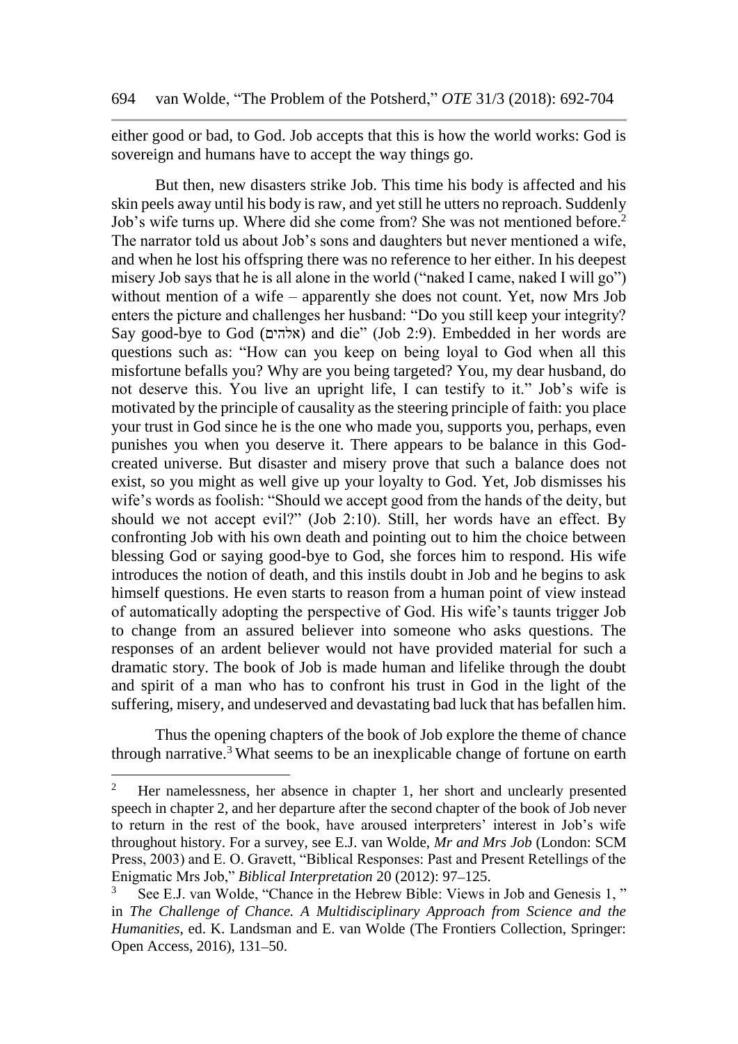either good or bad, to God. Job accepts that this is how the world works: God is sovereign and humans have to accept the way things go.

But then, new disasters strike Job. This time his body is affected and his skin peels away until his body is raw, and yet still he utters no reproach. Suddenly Job's wife turns up. Where did she come from? She was not mentioned before.[2] The narrator told us about Job's sons and daughters but never mentioned a wife, and when he lost his offspring there was no reference to her either. In his deepest misery Job says that he is all alone in the world ("naked I came, naked I will go") without mention of a wife – apparently she does not count. Yet, now Mrs Job enters the picture and challenges her husband: "Do you still keep your integrity? Say good-bye to God (אלהים) and die" (Job 2:9). Embedded in her words are questions such as: "How can you keep on being loyal to God when all this misfortune befalls you? Why are you being targeted? You, my dear husband, do not deserve this. You live an upright life, I can testify to it." Job's wife is motivated by the principle of causality as the steering principle of faith: you place your trust in God since he is the one who made you, supports you, perhaps, even punishes you when you deserve it. There appears to be balance in this God-created universe. But disaster and misery prove that such a balance does not exist, so you might as well give up your loyalty to God. Yet, Job dismisses his wife's words as foolish: "Should we accept good from the hands of the deity, but should we not accept evil?" (Job 2:10). Still, her words have an effect. By confronting Job with his own death and pointing out to him the choice between blessing God or saying good-bye to God, she forces him to respond. His wife introduces the notion of death, and this instils doubt in Job and he begins to ask himself questions. He even starts to reason from a human point of view instead of automatically adopting the perspective of God. His wife's taunts trigger Job to change from an assured believer into someone who asks questions. The responses of an ardent believer would not have provided material for such a dramatic story. The book of Job is made human and lifelike through the doubt and spirit of a man who has to confront his trust in God in the light of the suffering, misery, and undeserved and devastating bad luck that has befallen him.

Thus the opening chapters of the book of Job explore the theme of chance through narrative.[3] What seems to be an inexplicable change of fortune on earth

---

[2] Her namelessness, her absence in chapter 1, her short and unclearly presented speech in chapter 2, and her departure after the second chapter of the book of Job never to return in the rest of the book, have aroused interpreters' interest in Job's wife throughout history. For a survey, see E.J. van Wolde, *Mr and Mrs Job* (London: SCM Press, 2003) and E. O. Gravett, "Biblical Responses: Past and Present Retellings of the Enigmatic Mrs Job," *Biblical Interpretation* 20 (2012): 97–125.

[3] See E.J. van Wolde, "Chance in the Hebrew Bible: Views in Job and Genesis 1, " in *The Challenge of Chance. A Multidisciplinary Approach from Science and the Humanities*, ed. K. Landsman and E. van Wolde (The Frontiers Collection, Springer: Open Access, 2016), 131–50.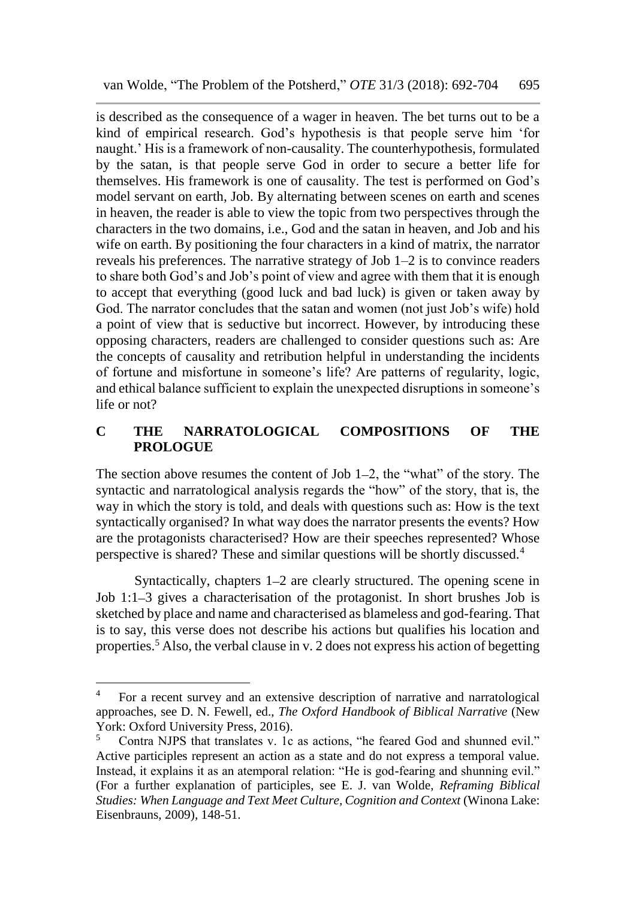is described as the consequence of a wager in heaven. The bet turns out to be a kind of empirical research. God's hypothesis is that people serve him 'for naught.' His is a framework of non-causality. The counterhypothesis, formulated by the satan, is that people serve God in order to secure a better life for themselves. His framework is one of causality. The test is performed on God's model servant on earth, Job. By alternating between scenes on earth and scenes in heaven, the reader is able to view the topic from two perspectives through the characters in the two domains, i.e., God and the satan in heaven, and Job and his wife on earth. By positioning the four characters in a kind of matrix, the narrator reveals his preferences. The narrative strategy of Job 1–2 is to convince readers to share both God's and Job's point of view and agree with them that it is enough to accept that everything (good luck and bad luck) is given or taken away by God. The narrator concludes that the satan and women (not just Job's wife) hold a point of view that is seductive but incorrect. However, by introducing these opposing characters, readers are challenged to consider questions such as: Are the concepts of causality and retribution helpful in understanding the incidents of fortune and misfortune in someone's life? Are patterns of regularity, logic, and ethical balance sufficient to explain the unexpected disruptions in someone's life or not?

## C THE NARRATOLOGICAL COMPOSITIONS OF THE PROLOGUE

The section above resumes the content of Job 1–2, the "what" of the story. The syntactic and narratological analysis regards the "how" of the story, that is, the way in which the story is told, and deals with questions such as: How is the text syntactically organised? In what way does the narrator presents the events? How are the protagonists characterised? How are their speeches represented? Whose perspective is shared? These and similar questions will be shortly discussed.[4]

Syntactically, chapters 1–2 are clearly structured. The opening scene in Job 1:1–3 gives a characterisation of the protagonist. In short brushes Job is sketched by place and name and characterised as blameless and god-fearing. That is to say, this verse does not describe his actions but qualifies his location and properties.[5] Also, the verbal clause in v. 2 does not express his action of begetting

---

[4] For a recent survey and an extensive description of narrative and narratological approaches, see D. N. Fewell, ed., *The Oxford Handbook of Biblical Narrative* (New York: Oxford University Press, 2016).

[5] Contra NJPS that translates v. 1c as actions, "he feared God and shunned evil." Active participles represent an action as a state and do not express a temporal value. Instead, it explains it as an atemporal relation: "He is god-fearing and shunning evil." (For a further explanation of participles, see E. J. van Wolde, *Reframing Biblical Studies: When Language and Text Meet Culture, Cognition and Context* (Winona Lake: Eisenbrauns, 2009), 148-51.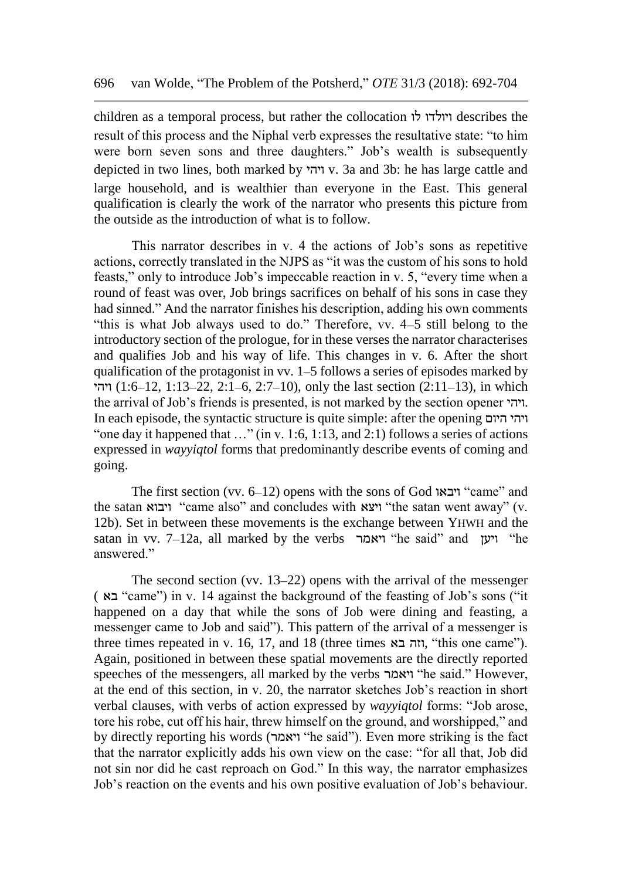children as a temporal process, but rather the collocation ויולדו לו describes the result of this process and the Niphal verb expresses the resultative state: "to him were born seven sons and three daughters." Job's wealth is subsequently depicted in two lines, both marked by ויהי v. 3a and 3b: he has large cattle and large household, and is wealthier than everyone in the East. This general qualification is clearly the work of the narrator who presents this picture from the outside as the introduction of what is to follow.

This narrator describes in v. 4 the actions of Job's sons as repetitive actions, correctly translated in the NJPS as "it was the custom of his sons to hold feasts," only to introduce Job's impeccable reaction in v. 5, "every time when a round of feast was over, Job brings sacrifices on behalf of his sons in case they had sinned." And the narrator finishes his description, adding his own comments "this is what Job always used to do." Therefore, vv. 4–5 still belong to the introductory section of the prologue, for in these verses the narrator characterises and qualifies Job and his way of life. This changes in v. 6. After the short qualification of the protagonist in vv. 1–5 follows a series of episodes marked by ויהי (1:6–12, 1:13–22, 2:1–6, 2:7–10), only the last section (2:11–13), in which the arrival of Job's friends is presented, is not marked by the section opener ויהי. In each episode, the syntactic structure is quite simple: after the opening ויהי היום "one day it happened that …" (in v. 1:6, 1:13, and 2:1) follows a series of actions expressed in *wayyiqtol* forms that predominantly describe events of coming and going.

The first section (vv. 6–12) opens with the sons of God ויבאו "came" and the satan ויבוא "came also" and concludes with ויצא "the satan went away" (v. 12b). Set in between these movements is the exchange between YHWH and the satan in vv. 7–12a, all marked by the verbs ויאמר "he said" and ויען "he answered."

The second section (vv. 13–22) opens with the arrival of the messenger ( בא "came") in v. 14 against the background of the feasting of Job's sons ("it happened on a day that while the sons of Job were dining and feasting, a messenger came to Job and said"). This pattern of the arrival of a messenger is three times repeated in v. 16, 17, and 18 (three times וזה בא, "this one came"). Again, positioned in between these spatial movements are the directly reported speeches of the messengers, all marked by the verbs ויאמר "he said." However, at the end of this section, in v. 20, the narrator sketches Job's reaction in short verbal clauses, with verbs of action expressed by *wayyiqtol* forms: "Job arose, tore his robe, cut off his hair, threw himself on the ground, and worshipped," and by directly reporting his words (ויאמר "he said"). Even more striking is the fact that the narrator explicitly adds his own view on the case: "for all that, Job did not sin nor did he cast reproach on God." In this way, the narrator emphasizes Job's reaction on the events and his own positive evaluation of Job's behaviour.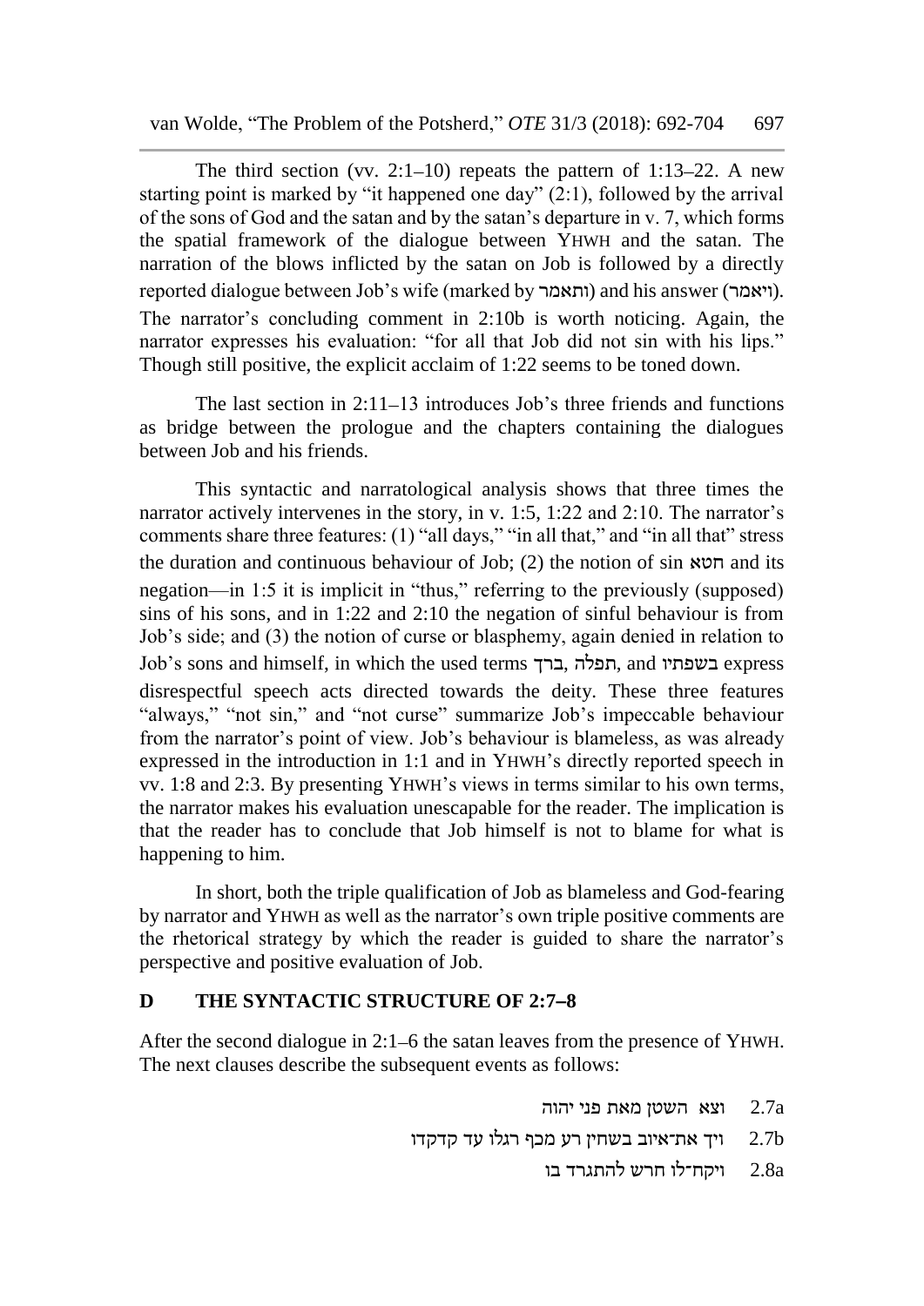The third section (vv. 2:1–10) repeats the pattern of 1:13–22. A new starting point is marked by "it happened one day" (2:1), followed by the arrival of the sons of God and the satan and by the satan's departure in v. 7, which forms the spatial framework of the dialogue between YHWH and the satan. The narration of the blows inflicted by the satan on Job is followed by a directly reported dialogue between Job's wife (marked by ותאמר) and his answer (ויאמר). The narrator's concluding comment in 2:10b is worth noticing. Again, the narrator expresses his evaluation: "for all that Job did not sin with his lips." Though still positive, the explicit acclaim of 1:22 seems to be toned down.

The last section in 2:11–13 introduces Job's three friends and functions as bridge between the prologue and the chapters containing the dialogues between Job and his friends.

This syntactic and narratological analysis shows that three times the narrator actively intervenes in the story, in v. 1:5, 1:22 and 2:10. The narrator's comments share three features: (1) "all days," "in all that," and "in all that" stress the duration and continuous behaviour of Job; (2) the notion of sin חטא and its negation—in 1:5 it is implicit in "thus," referring to the previously (supposed) sins of his sons, and in 1:22 and 2:10 the negation of sinful behaviour is from Job's side; and (3) the notion of curse or blasphemy, again denied in relation to Job's sons and himself, in which the used terms ברך, תפלה, and בשפתיו express disrespectful speech acts directed towards the deity. These three features "always," "not sin," and "not curse" summarize Job's impeccable behaviour from the narrator's point of view. Job's behaviour is blameless, as was already expressed in the introduction in 1:1 and in YHWH's directly reported speech in vv. 1:8 and 2:3. By presenting YHWH's views in terms similar to his own terms, the narrator makes his evaluation unescapable for the reader. The implication is that the reader has to conclude that Job himself is not to blame for what is happening to him.

In short, both the triple qualification of Job as blameless and God-fearing by narrator and YHWH as well as the narrator's own triple positive comments are the rhetorical strategy by which the reader is guided to share the narrator's perspective and positive evaluation of Job.

## D THE SYNTACTIC STRUCTURE OF 2:7–8

After the second dialogue in 2:1–6 the satan leaves from the presence of YHWH. The next clauses describe the subsequent events as follows:

2.7a וצא השטן מאת פני יהוה

2.7b ויך את־איוב בשחין רע מכף רגלו עד קדקדו

2.8a ויקח־לו חרש להתגרד בו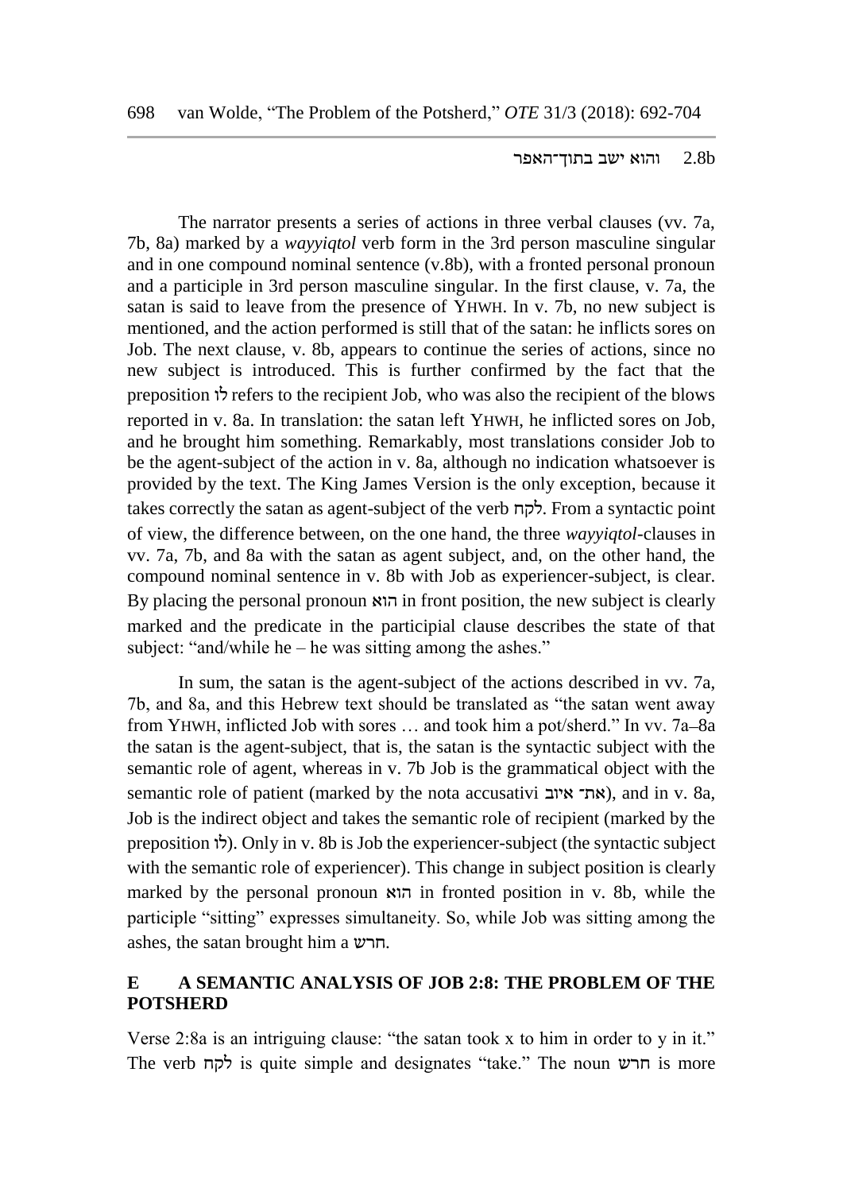2.8b והוא ישב בתוך־האפר

The narrator presents a series of actions in three verbal clauses (vv. 7a, 7b, 8a) marked by a *wayyiqtol* verb form in the 3rd person masculine singular and in one compound nominal sentence (v.8b), with a fronted personal pronoun and a participle in 3rd person masculine singular. In the first clause, v. 7a, the satan is said to leave from the presence of YHWH. In v. 7b, no new subject is mentioned, and the action performed is still that of the satan: he inflicts sores on Job. The next clause, v. 8b, appears to continue the series of actions, since no new subject is introduced. This is further confirmed by the fact that the preposition לו refers to the recipient Job, who was also the recipient of the blows reported in v. 8a. In translation: the satan left YHWH, he inflicted sores on Job, and he brought him something. Remarkably, most translations consider Job to be the agent-subject of the action in v. 8a, although no indication whatsoever is provided by the text. The King James Version is the only exception, because it takes correctly the satan as agent-subject of the verb לקח. From a syntactic point of view, the difference between, on the one hand, the three *wayyiqtol*-clauses in vv. 7a, 7b, and 8a with the satan as agent subject, and, on the other hand, the compound nominal sentence in v. 8b with Job as experiencer-subject, is clear. By placing the personal pronoun הוא in front position, the new subject is clearly marked and the predicate in the participial clause describes the state of that subject: "and/while he – he was sitting among the ashes."

In sum, the satan is the agent-subject of the actions described in vv. 7a, 7b, and 8a, and this Hebrew text should be translated as "the satan went away from YHWH, inflicted Job with sores … and took him a pot/sherd." In vv. 7a–8a the satan is the agent-subject, that is, the satan is the syntactic subject with the semantic role of agent, whereas in v. 7b Job is the grammatical object with the semantic role of patient (marked by the nota accusativi את־ איוב), and in v. 8a, Job is the indirect object and takes the semantic role of recipient (marked by the preposition לו). Only in v. 8b is Job the experiencer-subject (the syntactic subject with the semantic role of experiencer). This change in subject position is clearly marked by the personal pronoun הוא in fronted position in v. 8b, while the participle "sitting" expresses simultaneity. So, while Job was sitting among the ashes, the satan brought him a חרש.

## E A SEMANTIC ANALYSIS OF JOB 2:8: THE PROBLEM OF THE POTSHERD

Verse 2:8a is an intriguing clause: "the satan took x to him in order to y in it." The verb לקח is quite simple and designates "take." The noun חרש is more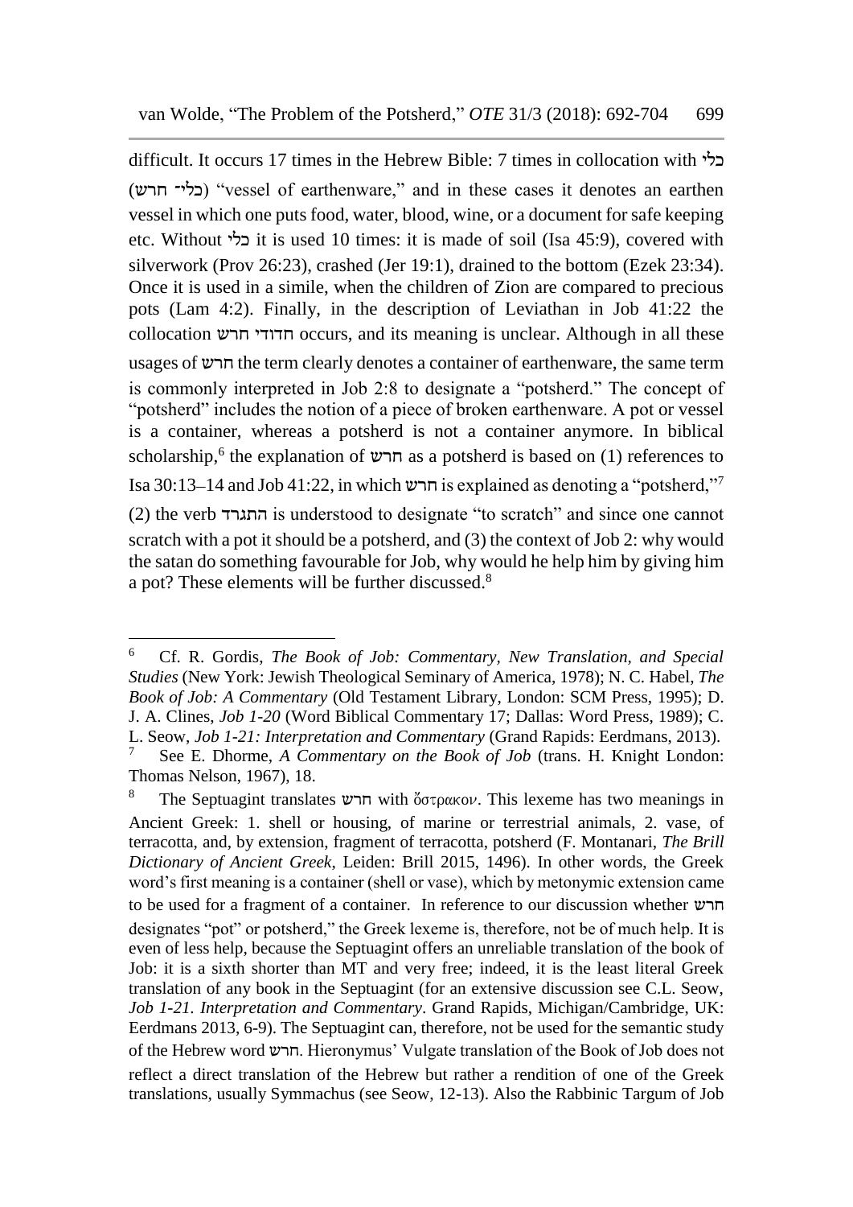difficult. It occurs 17 times in the Hebrew Bible: 7 times in collocation with כלי (כלי־ חרש) "vessel of earthenware," and in these cases it denotes an earthen vessel in which one puts food, water, blood, wine, or a document for safe keeping etc. Without כלי it is used 10 times: it is made of soil (Isa 45:9), covered with silverwork (Prov 26:23), crashed (Jer 19:1), drained to the bottom (Ezek 23:34). Once it is used in a simile, when the children of Zion are compared to precious pots (Lam 4:2). Finally, in the description of Leviathan in Job 41:22 the collocation חדודי חרש occurs, and its meaning is unclear. Although in all these usages of חרש the term clearly denotes a container of earthenware, the same term is commonly interpreted in Job 2:8 to designate a "potsherd." The concept of "potsherd" includes the notion of a piece of broken earthenware. A pot or vessel is a container, whereas a potsherd is not a container anymore. In biblical scholarship,[6] the explanation of חרש as a potsherd is based on (1) references to Isa 30:13–14 and Job 41:22, in which חרש is explained as denoting a "potsherd,"[7] (2) the verb התגרד is understood to designate "to scratch" and since one cannot scratch with a pot it should be a potsherd, and (3) the context of Job 2: why would the satan do something favourable for Job, why would he help him by giving him a pot? These elements will be further discussed.[8]

---

[6] Cf. R. Gordis, *The Book of Job: Commentary, New Translation, and Special Studies* (New York: Jewish Theological Seminary of America, 1978); N. C. Habel, *The Book of Job: A Commentary* (Old Testament Library, London: SCM Press, 1995); D. J. A. Clines, *Job 1-20* (Word Biblical Commentary 17; Dallas: Word Press, 1989); C. L. Seow, *Job 1-21: Interpretation and Commentary* (Grand Rapids: Eerdmans, 2013).

[7] See E. Dhorme, *A Commentary on the Book of Job* (trans. H. Knight London: Thomas Nelson, 1967), 18.

[8] The Septuagint translates חרש with ὄστρακον. This lexeme has two meanings in Ancient Greek: 1. shell or housing, of marine or terrestrial animals, 2. vase, of terracotta, and, by extension, fragment of terracotta, potsherd (F. Montanari, *The Brill Dictionary of Ancient Greek*, Leiden: Brill 2015, 1496). In other words, the Greek word's first meaning is a container (shell or vase), which by metonymic extension came to be used for a fragment of a container. In reference to our discussion whether חרש designates "pot" or potsherd," the Greek lexeme is, therefore, not be of much help. It is even of less help, because the Septuagint offers an unreliable translation of the book of Job: it is a sixth shorter than MT and very free; indeed, it is the least literal Greek translation of any book in the Septuagint (for an extensive discussion see C.L. Seow, *Job 1-21. Interpretation and Commentary*. Grand Rapids, Michigan/Cambridge, UK: Eerdmans 2013, 6-9). The Septuagint can, therefore, not be used for the semantic study of the Hebrew word חרש. Hieronymus' Vulgate translation of the Book of Job does not reflect a direct translation of the Hebrew but rather a rendition of one of the Greek translations, usually Symmachus (see Seow, 12-13). Also the Rabbinic Targum of Job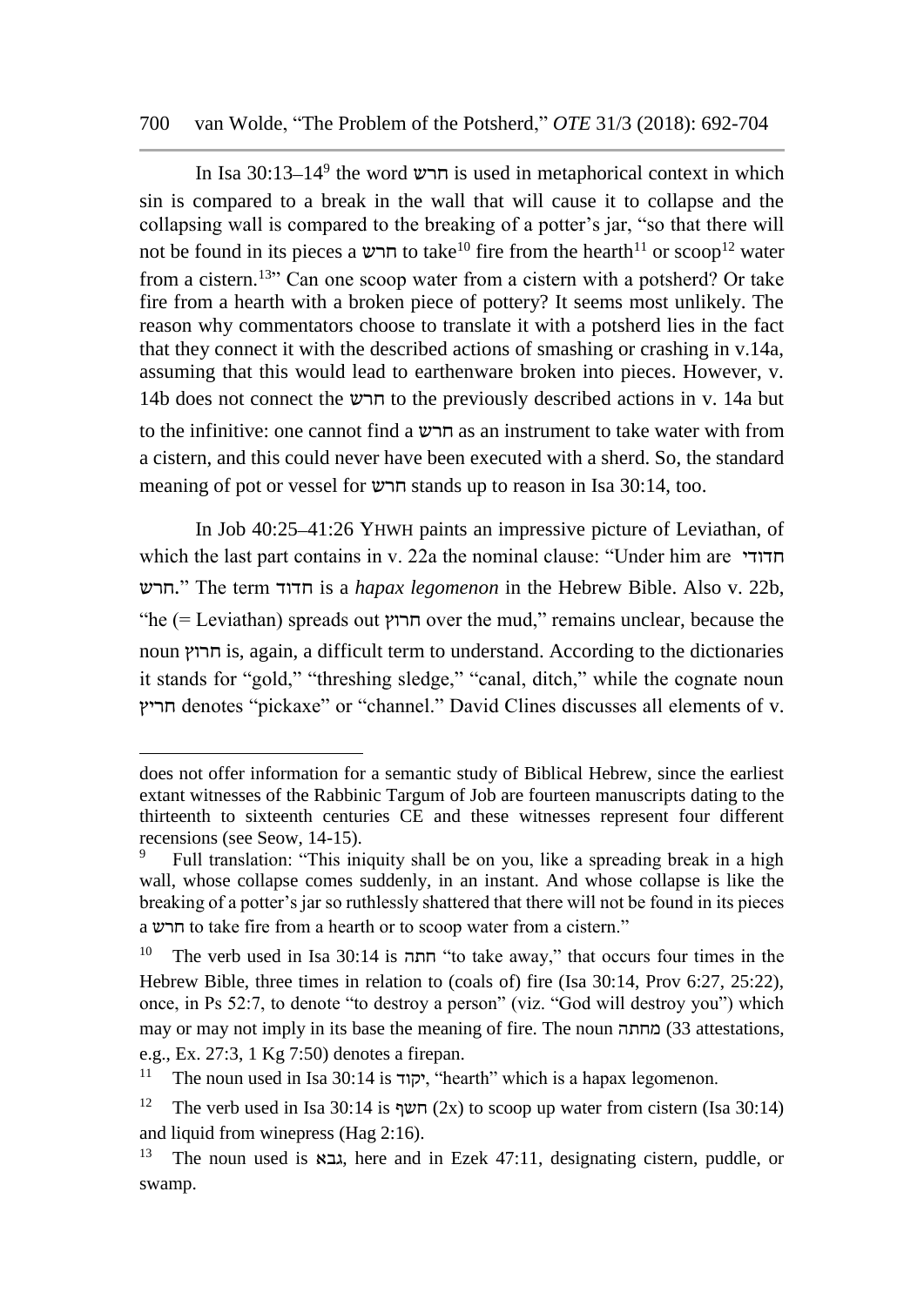In Isa 30:13–14[9] the word חרש is used in metaphorical context in which sin is compared to a break in the wall that will cause it to collapse and the collapsing wall is compared to the breaking of a potter's jar, "so that there will not be found in its pieces a חרש to take[10] fire from the hearth[11] or scoop[12] water from a cistern.[13]" Can one scoop water from a cistern with a potsherd? Or take fire from a hearth with a broken piece of pottery? It seems most unlikely. The reason why commentators choose to translate it with a potsherd lies in the fact that they connect it with the described actions of smashing or crashing in v.14a, assuming that this would lead to earthenware broken into pieces. However, v. 14b does not connect the חרש to the previously described actions in v. 14a but to the infinitive: one cannot find a חרש as an instrument to take water with from a cistern, and this could never have been executed with a sherd. So, the standard meaning of pot or vessel for חרש stands up to reason in Isa 30:14, too.

In Job 40:25–41:26 YHWH paints an impressive picture of Leviathan, of which the last part contains in v. 22a the nominal clause: "Under him are חדודי חרש." The term חדוד is a *hapax legomenon* in the Hebrew Bible. Also v. 22b, "he (= Leviathan) spreads out חרוץ over the mud," remains unclear, because the noun חרוץ is, again, a difficult term to understand. According to the dictionaries it stands for "gold," "threshing sledge," "canal, ditch," while the cognate noun חריץ denotes "pickaxe" or "channel." David Clines discusses all elements of v.

---

does not offer information for a semantic study of Biblical Hebrew, since the earliest extant witnesses of the Rabbinic Targum of Job are fourteen manuscripts dating to the thirteenth to sixteenth centuries CE and these witnesses represent four different recensions (see Seow, 14-15).

[9] Full translation: "This iniquity shall be on you, like a spreading break in a high wall, whose collapse comes suddenly, in an instant. And whose collapse is like the breaking of a potter's jar so ruthlessly shattered that there will not be found in its pieces a חרש to take fire from a hearth or to scoop water from a cistern."

[10] The verb used in Isa 30:14 is חתה "to take away," that occurs four times in the Hebrew Bible, three times in relation to (coals of) fire (Isa 30:14, Prov 6:27, 25:22), once, in Ps 52:7, to denote "to destroy a person" (viz. "God will destroy you") which may or may not imply in its base the meaning of fire. The noun מחתה (33 attestations, e.g., Ex. 27:3, 1 Kg 7:50) denotes a firepan.

[11] The noun used in Isa 30:14 is יקוד, "hearth" which is a hapax legomenon.

[12] The verb used in Isa 30:14 is חשף (2x) to scoop up water from cistern (Isa 30:14) and liquid from winepress (Hag 2:16).

[13] The noun used is גבא, here and in Ezek 47:11, designating cistern, puddle, or swamp.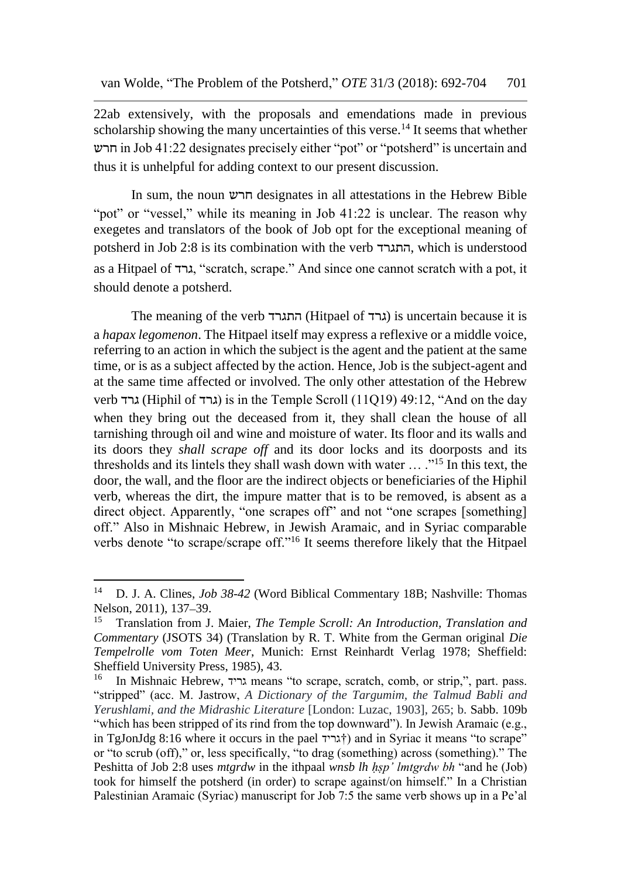22ab extensively, with the proposals and emendations made in previous scholarship showing the many uncertainties of this verse.[14] It seems that whether חרש in Job 41:22 designates precisely either "pot" or "potsherd" is uncertain and thus it is unhelpful for adding context to our present discussion.

In sum, the noun חרש designates in all attestations in the Hebrew Bible "pot" or "vessel," while its meaning in Job 41:22 is unclear. The reason why exegetes and translators of the book of Job opt for the exceptional meaning of potsherd in Job 2:8 is its combination with the verb התגרד, which is understood as a Hitpael of גרד, "scratch, scrape." And since one cannot scratch with a pot, it should denote a potsherd.

The meaning of the verb התגרד (Hitpael of גרד) is uncertain because it is a *hapax legomenon*. The Hitpael itself may express a reflexive or a middle voice, referring to an action in which the subject is the agent and the patient at the same time, or is as a subject affected by the action. Hence, Job is the subject-agent and at the same time affected or involved. The only other attestation of the Hebrew verb גרד (Hiphil of גרד) is in the Temple Scroll (11Q19) 49:12, "And on the day when they bring out the deceased from it, they shall clean the house of all tarnishing through oil and wine and moisture of water. Its floor and its walls and its doors they *shall scrape off* and its door locks and its doorposts and its thresholds and its lintels they shall wash down with water … ."[15] In this text, the door, the wall, and the floor are the indirect objects or beneficiaries of the Hiphil verb, whereas the dirt, the impure matter that is to be removed, is absent as a direct object. Apparently, "one scrapes off" and not "one scrapes [something] off." Also in Mishnaic Hebrew, in Jewish Aramaic, and in Syriac comparable verbs denote "to scrape/scrape off."[16] It seems therefore likely that the Hitpael

---

[14] D. J. A. Clines, *Job 38-42* (Word Biblical Commentary 18B; Nashville: Thomas Nelson, 2011), 137–39.

[15] Translation from J. Maier, *The Temple Scroll: An Introduction, Translation and Commentary* (JSOTS 34) (Translation by R. T. White from the German original *Die Tempelrolle vom Toten Meer*, Munich: Ernst Reinhardt Verlag 1978; Sheffield: Sheffield University Press, 1985), 43.

[16] In Mishnaic Hebrew, גריד means "to scrape, scratch, comb, or strip,", part. pass. "stripped" (acc. M. Jastrow, *A Dictionary of the Targumim, the Talmud Babli and Yerushlami, and the Midrashic Literature* [London: Luzac, 1903], 265; b. Sabb. 109b "which has been stripped of its rind from the top downward"). In Jewish Aramaic (e.g., in TgJonJdg 8:16 where it occurs in the pael גריד†) and in Syriac it means "to scrape" or "to scrub (off)," or, less specifically, "to drag (something) across (something)." The Peshitta of Job 2:8 uses *mtgrdw* in the ithpaal *wnsb lh ḥṣp' lmtgrdw bh* "and he (Job) took for himself the potsherd (in order) to scrape against/on himself." In a Christian Palestinian Aramaic (Syriac) manuscript for Job 7:5 the same verb shows up in a Pe'al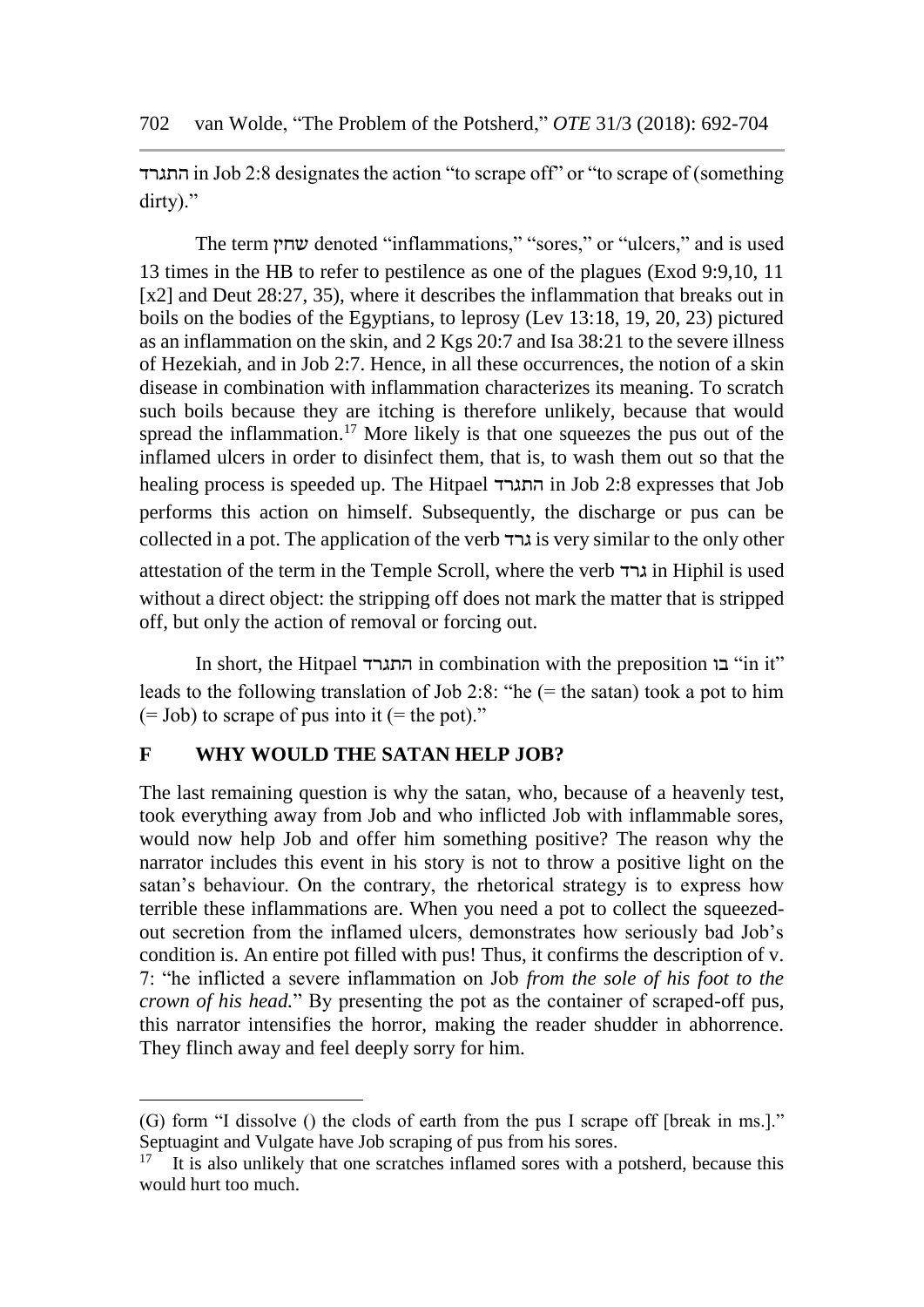התגרד in Job 2:8 designates the action "to scrape off" or "to scrape of (something dirty)."

The term שחין denoted "inflammations," "sores," or "ulcers," and is used 13 times in the HB to refer to pestilence as one of the plagues (Exod 9:9,10, 11 [x2] and Deut 28:27, 35), where it describes the inflammation that breaks out in boils on the bodies of the Egyptians, to leprosy (Lev 13:18, 19, 20, 23) pictured as an inflammation on the skin, and 2 Kgs 20:7 and Isa 38:21 to the severe illness of Hezekiah, and in Job 2:7. Hence, in all these occurrences, the notion of a skin disease in combination with inflammation characterizes its meaning. To scratch such boils because they are itching is therefore unlikely, because that would spread the inflammation.[17] More likely is that one squeezes the pus out of the inflamed ulcers in order to disinfect them, that is, to wash them out so that the healing process is speeded up. The Hitpael התגרד in Job 2:8 expresses that Job performs this action on himself. Subsequently, the discharge or pus can be collected in a pot. The application of the verb גרד is very similar to the only other attestation of the term in the Temple Scroll, where the verb גרד in Hiphil is used without a direct object: the stripping off does not mark the matter that is stripped off, but only the action of removal or forcing out.

In short, the Hitpael התגרד in combination with the preposition בו "in it" leads to the following translation of Job 2:8: "he (= the satan) took a pot to him (= Job) to scrape of pus into it (= the pot)."

## F WHY WOULD THE SATAN HELP JOB?

The last remaining question is why the satan, who, because of a heavenly test, took everything away from Job and who inflicted Job with inflammable sores, would now help Job and offer him something positive? The reason why the narrator includes this event in his story is not to throw a positive light on the satan's behaviour. On the contrary, the rhetorical strategy is to express how terrible these inflammations are. When you need a pot to collect the squeezed-out secretion from the inflamed ulcers, demonstrates how seriously bad Job's condition is. An entire pot filled with pus! Thus, it confirms the description of v. 7: "he inflicted a severe inflammation on Job *from the sole of his foot to the crown of his head.*" By presenting the pot as the container of scraped-off pus, this narrator intensifies the horror, making the reader shudder in abhorrence. They flinch away and feel deeply sorry for him.

---

(G) form "I dissolve () the clods of earth from the pus I scrape off [break in ms.]." Septuagint and Vulgate have Job scraping of pus from his sores.

[17] It is also unlikely that one scratches inflamed sores with a potsherd, because this would hurt too much.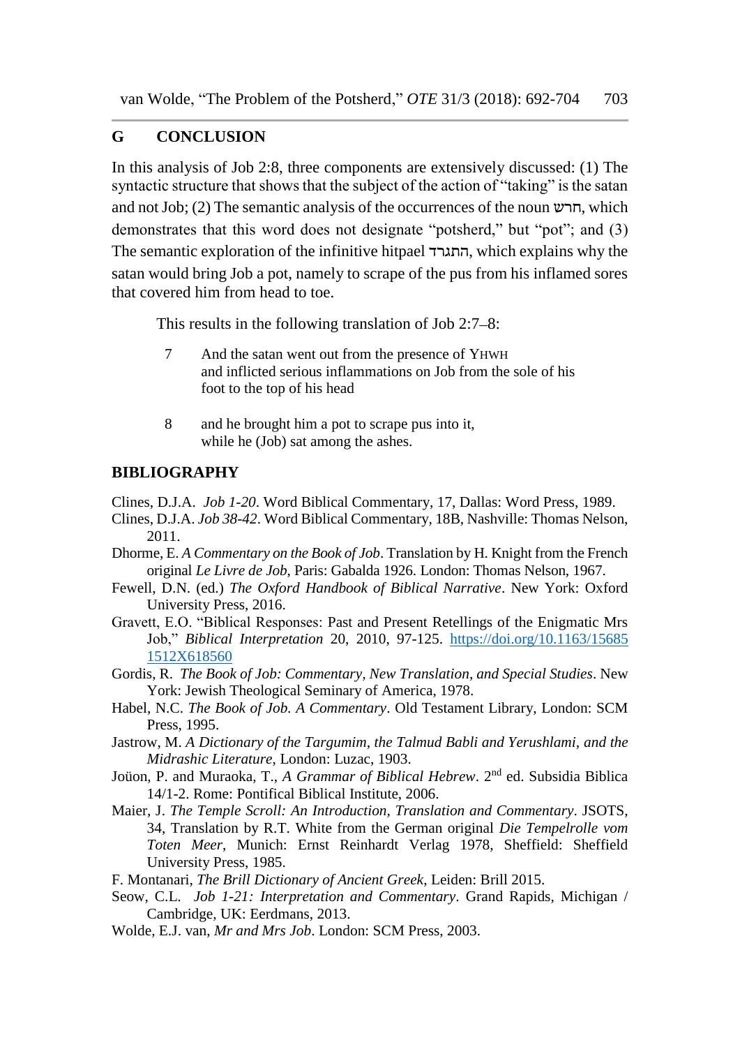## G CONCLUSION

In this analysis of Job 2:8, three components are extensively discussed: (1) The syntactic structure that shows that the subject of the action of "taking" is the satan and not Job; (2) The semantic analysis of the occurrences of the noun חרש, which demonstrates that this word does not designate "potsherd," but "pot"; and (3) The semantic exploration of the infinitive hitpael התגרד, which explains why the satan would bring Job a pot, namely to scrape of the pus from his inflamed sores that covered him from head to toe.

This results in the following translation of Job 2:7–8:

7 And the satan went out from the presence of YHWH
and inflicted serious inflammations on Job from the sole of his foot to the top of his head

8 and he brought him a pot to scrape pus into it,
while he (Job) sat among the ashes.

## BIBLIOGRAPHY

Clines, D.J.A. *Job 1-20*. Word Biblical Commentary, 17, Dallas: Word Press, 1989.

Clines, D.J.A. *Job 38-42*. Word Biblical Commentary, 18B, Nashville: Thomas Nelson, 2011.

Dhorme, E. *A Commentary on the Book of Job*. Translation by H. Knight from the French original *Le Livre de Job*, Paris: Gabalda 1926. London: Thomas Nelson, 1967.

Fewell, D.N. (ed.) *The Oxford Handbook of Biblical Narrative*. New York: Oxford University Press, 2016.

Gravett, E.O. "Biblical Responses: Past and Present Retellings of the Enigmatic Mrs Job," *Biblical Interpretation* 20, 2010, 97-125. https://doi.org/10.1163/156851512X618560

Gordis, R. *The Book of Job: Commentary, New Translation, and Special Studies*. New York: Jewish Theological Seminary of America, 1978.

Habel, N.C. *The Book of Job. A Commentary*. Old Testament Library, London: SCM Press, 1995.

Jastrow, M. *A Dictionary of the Targumim, the Talmud Babli and Yerushlami, and the Midrashic Literature*, London: Luzac, 1903.

Joüon, P. and Muraoka, T., *A Grammar of Biblical Hebrew*. 2nd ed. Subsidia Biblica 14/1-2. Rome: Pontifical Biblical Institute, 2006.

Maier, J. *The Temple Scroll: An Introduction, Translation and Commentary*. JSOTS, 34, Translation by R.T. White from the German original *Die Tempelrolle vom Toten Meer*, Munich: Ernst Reinhardt Verlag 1978, Sheffield: Sheffield University Press, 1985.

F. Montanari, *The Brill Dictionary of Ancient Greek*, Leiden: Brill 2015.

Seow, C.L. *Job 1-21: Interpretation and Commentary*. Grand Rapids, Michigan / Cambridge, UK: Eerdmans, 2013.

Wolde, E.J. van, *Mr and Mrs Job*. London: SCM Press, 2003.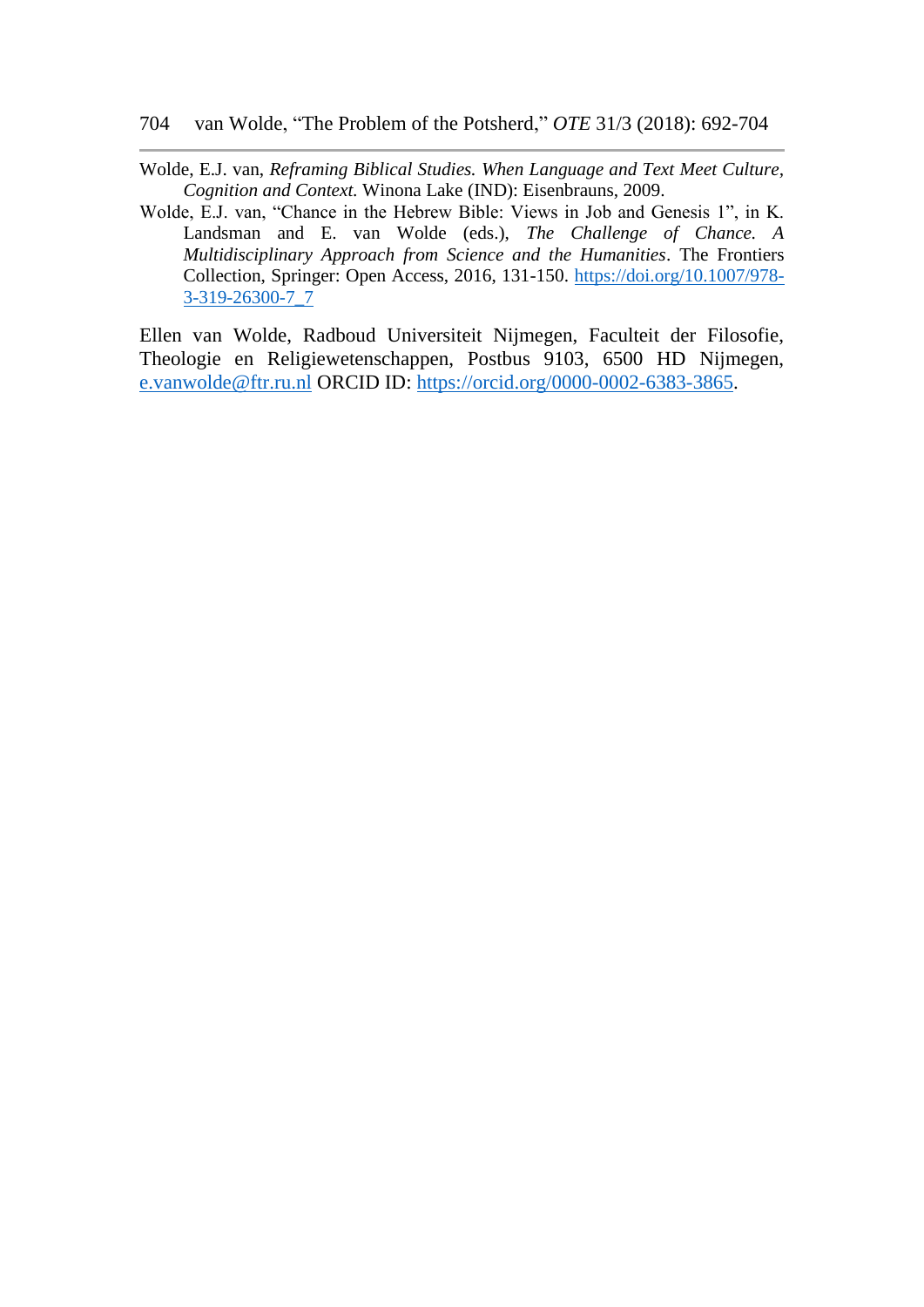Wolde, E.J. van, *Reframing Biblical Studies. When Language and Text Meet Culture, Cognition and Context.* Winona Lake (IND): Eisenbrauns, 2009.

Wolde, E.J. van, "Chance in the Hebrew Bible: Views in Job and Genesis 1", in K. Landsman and E. van Wolde (eds.), *The Challenge of Chance. A Multidisciplinary Approach from Science and the Humanities*. The Frontiers Collection, Springer: Open Access, 2016, 131-150. https://doi.org/10.1007/978-3-319-26300-7_7

Ellen van Wolde, Radboud Universiteit Nijmegen, Faculteit der Filosofie, Theologie en Religiewetenschappen, Postbus 9103, 6500 HD Nijmegen, e.vanwolde@ftr.ru.nl ORCID ID: https://orcid.org/0000-0002-6383-3865.